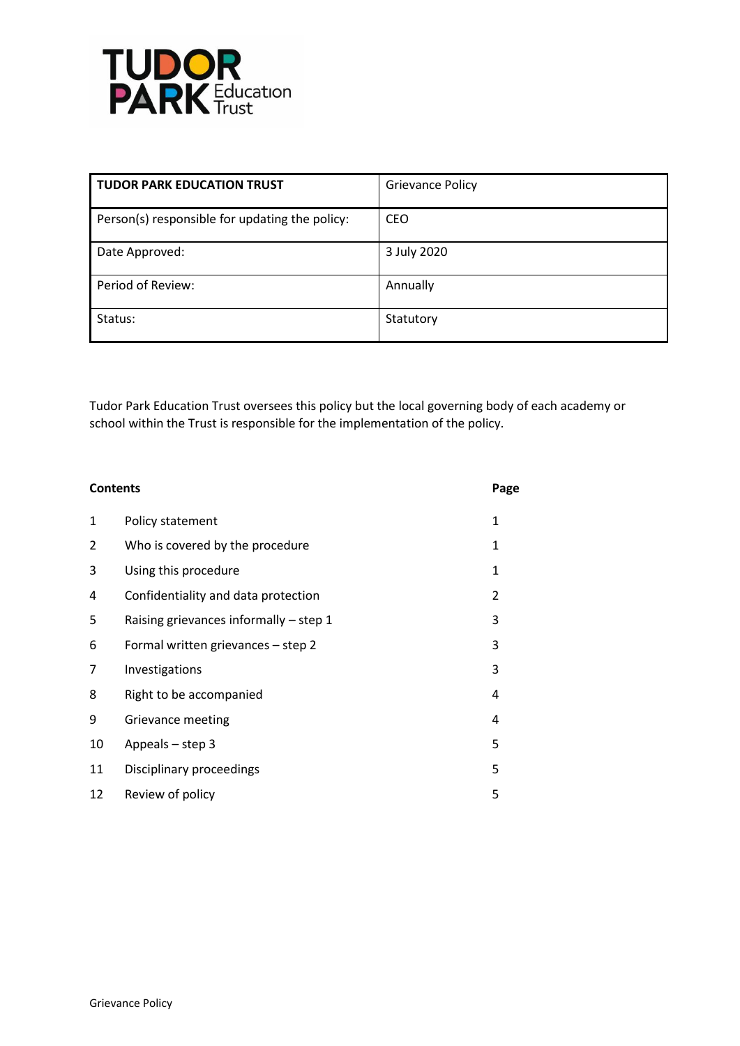| **TUDOR PARK EDUCATION TRUST** | Grievance Policy |
|---|---|
| Person(s) responsible for updating the policy: | CEO |
| Date Approved: | 3 July 2020 |
| Period of Review: | Annually |
| Status: | Statutory |

Tudor Park Education Trust oversees this policy but the local governing body of each academy or school within the Trust is responsible for the implementation of the policy.

| **Contents** | | **Page** |
|---|---|---|
| 1 | Policy statement | 1 |
| 2 | Who is covered by the procedure | 1 |
| 3 | Using this procedure | 1 |
| 4 | Confidentiality and data protection | 2 |
| 5 | Raising grievances informally – step 1 | 3 |
| 6 | Formal written grievances – step 2 | 3 |
| 7 | Investigations | 3 |
| 8 | Right to be accompanied | 4 |
| 9 | Grievance meeting | 4 |
| 10 | Appeals – step 3 | 5 |
| 11 | Disciplinary proceedings | 5 |
| 12 | Review of policy | 5 |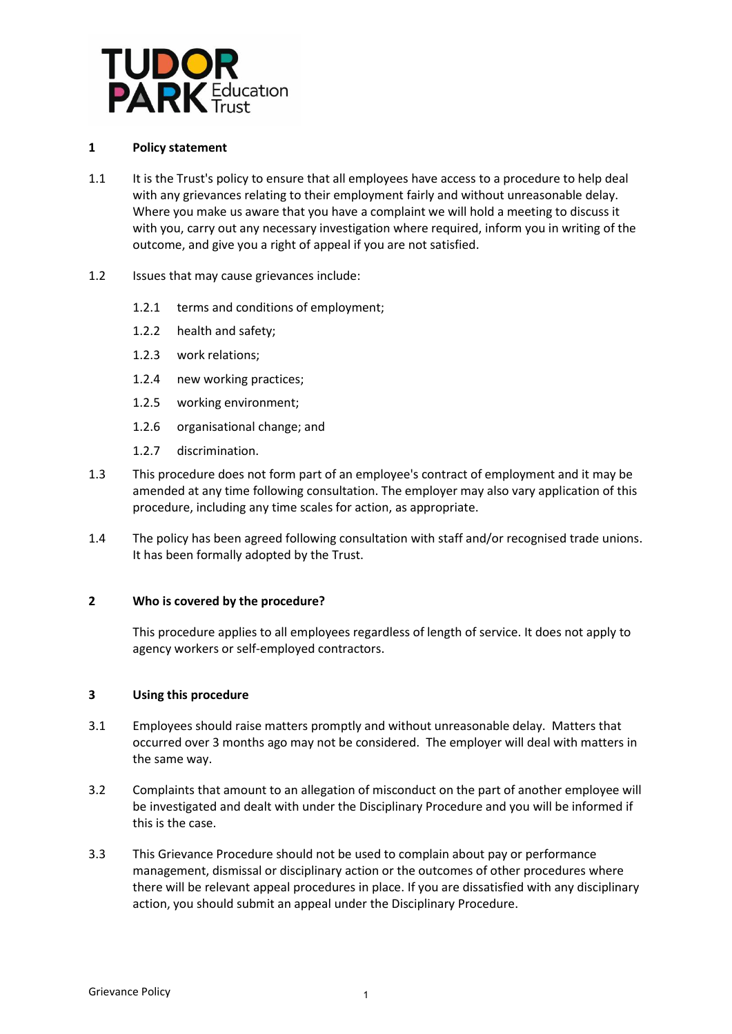## 1 Policy statement

1.1 It is the Trust's policy to ensure that all employees have access to a procedure to help deal with any grievances relating to their employment fairly and without unreasonable delay. Where you make us aware that you have a complaint we will hold a meeting to discuss it with you, carry out any necessary investigation where required, inform you in writing of the outcome, and give you a right of appeal if you are not satisfied.

1.2 Issues that may cause grievances include:

- 1.2.1 terms and conditions of employment;
- 1.2.2 health and safety;
- 1.2.3 work relations;
- 1.2.4 new working practices;
- 1.2.5 working environment;
- 1.2.6 organisational change; and
- 1.2.7 discrimination.

1.3 This procedure does not form part of an employee's contract of employment and it may be amended at any time following consultation. The employer may also vary application of this procedure, including any time scales for action, as appropriate.

1.4 The policy has been agreed following consultation with staff and/or recognised trade unions. It has been formally adopted by the Trust.

## 2 Who is covered by the procedure?

This procedure applies to all employees regardless of length of service. It does not apply to agency workers or self-employed contractors.

## 3 Using this procedure

3.1 Employees should raise matters promptly and without unreasonable delay. Matters that occurred over 3 months ago may not be considered. The employer will deal with matters in the same way.

3.2 Complaints that amount to an allegation of misconduct on the part of another employee will be investigated and dealt with under the Disciplinary Procedure and you will be informed if this is the case.

3.3 This Grievance Procedure should not be used to complain about pay or performance management, dismissal or disciplinary action or the outcomes of other procedures where there will be relevant appeal procedures in place. If you are dissatisfied with any disciplinary action, you should submit an appeal under the Disciplinary Procedure.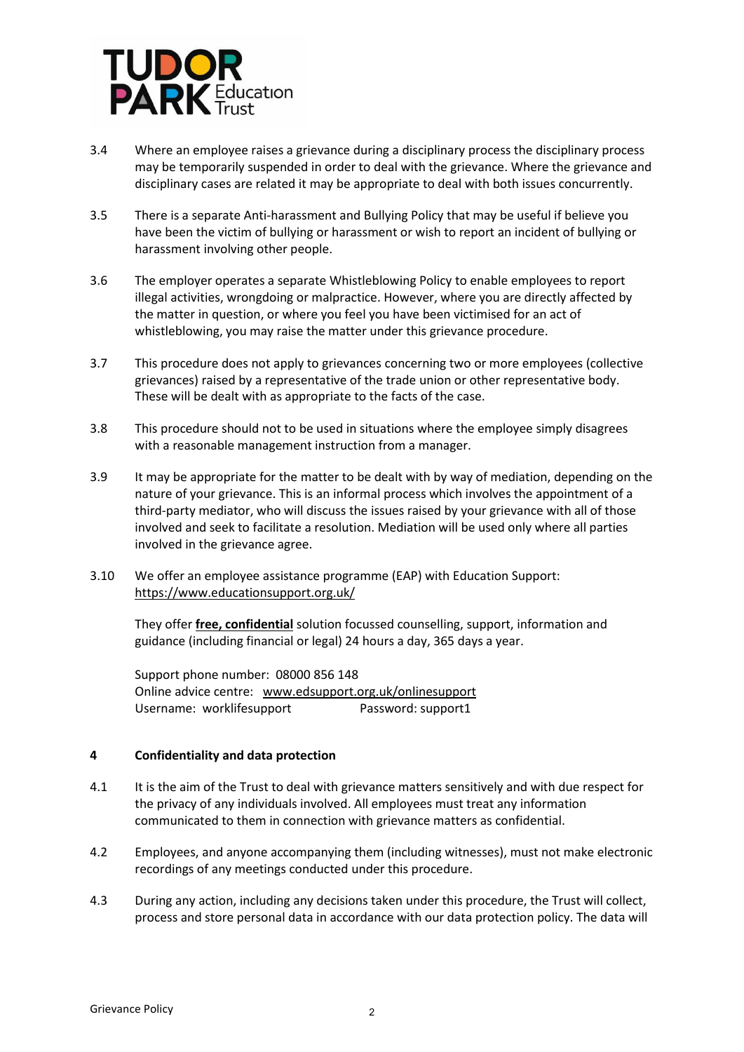3.4 Where an employee raises a grievance during a disciplinary process the disciplinary process may be temporarily suspended in order to deal with the grievance. Where the grievance and disciplinary cases are related it may be appropriate to deal with both issues concurrently.

3.5 There is a separate Anti-harassment and Bullying Policy that may be useful if believe you have been the victim of bullying or harassment or wish to report an incident of bullying or harassment involving other people.

3.6 The employer operates a separate Whistleblowing Policy to enable employees to report illegal activities, wrongdoing or malpractice. However, where you are directly affected by the matter in question, or where you feel you have been victimised for an act of whistleblowing, you may raise the matter under this grievance procedure.

3.7 This procedure does not apply to grievances concerning two or more employees (collective grievances) raised by a representative of the trade union or other representative body. These will be dealt with as appropriate to the facts of the case.

3.8 This procedure should not to be used in situations where the employee simply disagrees with a reasonable management instruction from a manager.

3.9 It may be appropriate for the matter to be dealt with by way of mediation, depending on the nature of your grievance. This is an informal process which involves the appointment of a third-party mediator, who will discuss the issues raised by your grievance with all of those involved and seek to facilitate a resolution. Mediation will be used only where all parties involved in the grievance agree.

3.10 We offer an employee assistance programme (EAP) with Education Support: https://www.educationsupport.org.uk/

They offer **free, confidential** solution focussed counselling, support, information and guidance (including financial or legal) 24 hours a day, 365 days a year.

Support phone number: 08000 856 148
Online advice centre: www.edsupport.org.uk/onlinesupport
Username: worklifesupport Password: support1

## 4 Confidentiality and data protection

4.1 It is the aim of the Trust to deal with grievance matters sensitively and with due respect for the privacy of any individuals involved. All employees must treat any information communicated to them in connection with grievance matters as confidential.

4.2 Employees, and anyone accompanying them (including witnesses), must not make electronic recordings of any meetings conducted under this procedure.

4.3 During any action, including any decisions taken under this procedure, the Trust will collect, process and store personal data in accordance with our data protection policy. The data will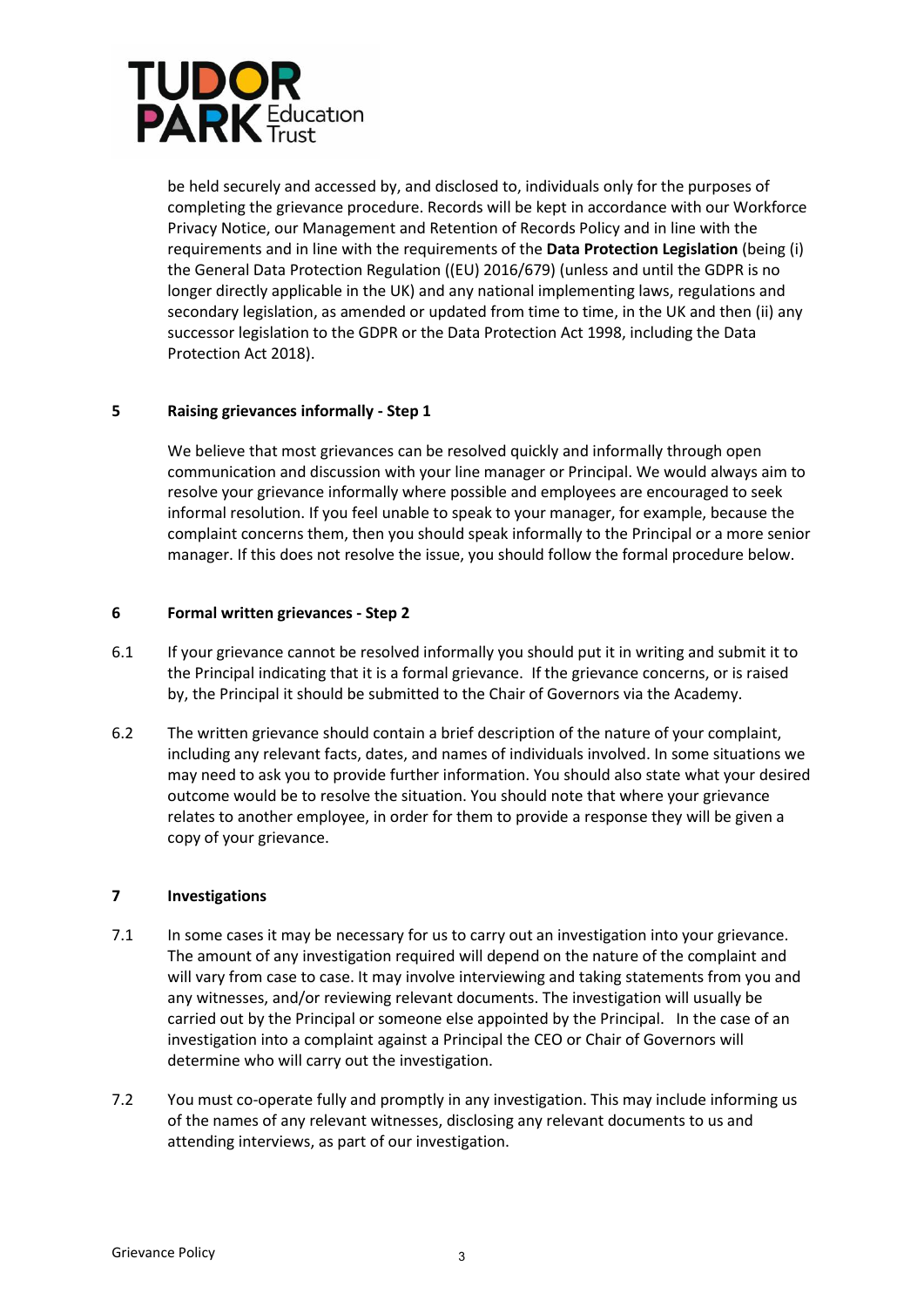be held securely and accessed by, and disclosed to, individuals only for the purposes of completing the grievance procedure. Records will be kept in accordance with our Workforce Privacy Notice, our Management and Retention of Records Policy and in line with the requirements and in line with the requirements of the **Data Protection Legislation** (being (i) the General Data Protection Regulation ((EU) 2016/679) (unless and until the GDPR is no longer directly applicable in the UK) and any national implementing laws, regulations and secondary legislation, as amended or updated from time to time, in the UK and then (ii) any successor legislation to the GDPR or the Data Protection Act 1998, including the Data Protection Act 2018).

## 5 Raising grievances informally - Step 1

We believe that most grievances can be resolved quickly and informally through open communication and discussion with your line manager or Principal. We would always aim to resolve your grievance informally where possible and employees are encouraged to seek informal resolution. If you feel unable to speak to your manager, for example, because the complaint concerns them, then you should speak informally to the Principal or a more senior manager. If this does not resolve the issue, you should follow the formal procedure below.

## 6 Formal written grievances - Step 2

6.1 If your grievance cannot be resolved informally you should put it in writing and submit it to the Principal indicating that it is a formal grievance. If the grievance concerns, or is raised by, the Principal it should be submitted to the Chair of Governors via the Academy.

6.2 The written grievance should contain a brief description of the nature of your complaint, including any relevant facts, dates, and names of individuals involved. In some situations we may need to ask you to provide further information. You should also state what your desired outcome would be to resolve the situation. You should note that where your grievance relates to another employee, in order for them to provide a response they will be given a copy of your grievance.

## 7 Investigations

7.1 In some cases it may be necessary for us to carry out an investigation into your grievance. The amount of any investigation required will depend on the nature of the complaint and will vary from case to case. It may involve interviewing and taking statements from you and any witnesses, and/or reviewing relevant documents. The investigation will usually be carried out by the Principal or someone else appointed by the Principal. In the case of an investigation into a complaint against a Principal the CEO or Chair of Governors will determine who will carry out the investigation.

7.2 You must co-operate fully and promptly in any investigation. This may include informing us of the names of any relevant witnesses, disclosing any relevant documents to us and attending interviews, as part of our investigation.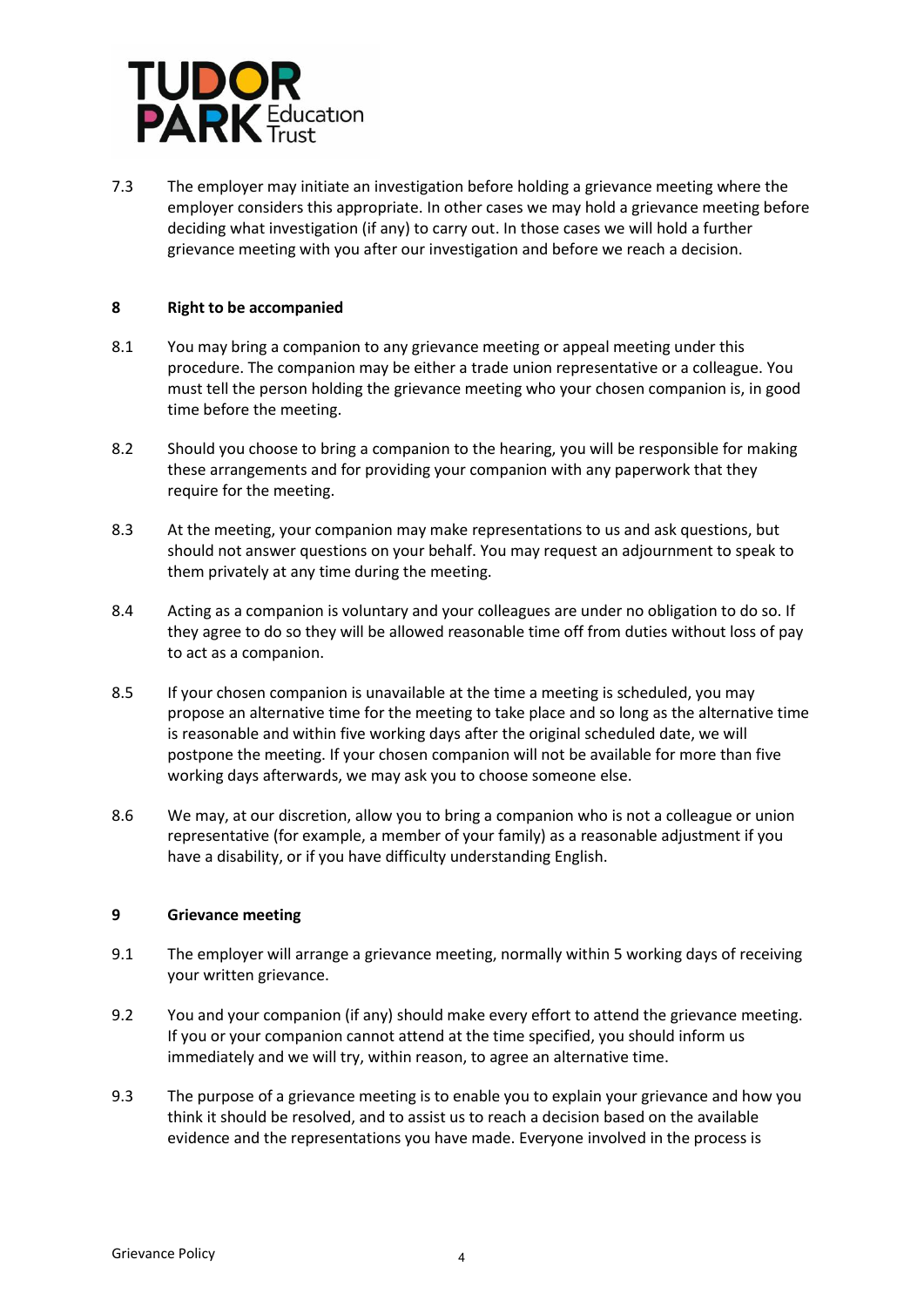7.3 The employer may initiate an investigation before holding a grievance meeting where the employer considers this appropriate. In other cases we may hold a grievance meeting before deciding what investigation (if any) to carry out. In those cases we will hold a further grievance meeting with you after our investigation and before we reach a decision.

## 8 Right to be accompanied

8.1 You may bring a companion to any grievance meeting or appeal meeting under this procedure. The companion may be either a trade union representative or a colleague. You must tell the person holding the grievance meeting who your chosen companion is, in good time before the meeting.

8.2 Should you choose to bring a companion to the hearing, you will be responsible for making these arrangements and for providing your companion with any paperwork that they require for the meeting.

8.3 At the meeting, your companion may make representations to us and ask questions, but should not answer questions on your behalf. You may request an adjournment to speak to them privately at any time during the meeting.

8.4 Acting as a companion is voluntary and your colleagues are under no obligation to do so. If they agree to do so they will be allowed reasonable time off from duties without loss of pay to act as a companion.

8.5 If your chosen companion is unavailable at the time a meeting is scheduled, you may propose an alternative time for the meeting to take place and so long as the alternative time is reasonable and within five working days after the original scheduled date, we will postpone the meeting. If your chosen companion will not be available for more than five working days afterwards, we may ask you to choose someone else.

8.6 We may, at our discretion, allow you to bring a companion who is not a colleague or union representative (for example, a member of your family) as a reasonable adjustment if you have a disability, or if you have difficulty understanding English.

## 9 Grievance meeting

9.1 The employer will arrange a grievance meeting, normally within 5 working days of receiving your written grievance.

9.2 You and your companion (if any) should make every effort to attend the grievance meeting. If you or your companion cannot attend at the time specified, you should inform us immediately and we will try, within reason, to agree an alternative time.

9.3 The purpose of a grievance meeting is to enable you to explain your grievance and how you think it should be resolved, and to assist us to reach a decision based on the available evidence and the representations you have made. Everyone involved in the process is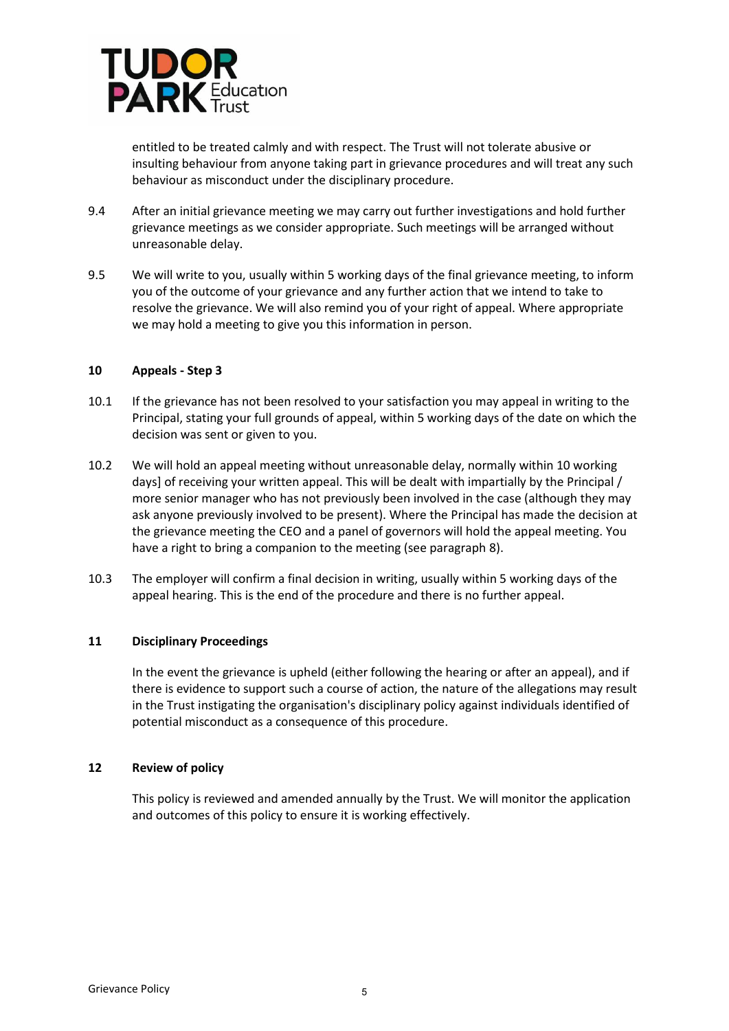entitled to be treated calmly and with respect. The Trust will not tolerate abusive or insulting behaviour from anyone taking part in grievance procedures and will treat any such behaviour as misconduct under the disciplinary procedure.

9.4 After an initial grievance meeting we may carry out further investigations and hold further grievance meetings as we consider appropriate. Such meetings will be arranged without unreasonable delay.

9.5 We will write to you, usually within 5 working days of the final grievance meeting, to inform you of the outcome of your grievance and any further action that we intend to take to resolve the grievance. We will also remind you of your right of appeal. Where appropriate we may hold a meeting to give you this information in person.

## 10 Appeals - Step 3

10.1 If the grievance has not been resolved to your satisfaction you may appeal in writing to the Principal, stating your full grounds of appeal, within 5 working days of the date on which the decision was sent or given to you.

10.2 We will hold an appeal meeting without unreasonable delay, normally within 10 working days] of receiving your written appeal. This will be dealt with impartially by the Principal / more senior manager who has not previously been involved in the case (although they may ask anyone previously involved to be present). Where the Principal has made the decision at the grievance meeting the CEO and a panel of governors will hold the appeal meeting. You have a right to bring a companion to the meeting (see paragraph 8).

10.3 The employer will confirm a final decision in writing, usually within 5 working days of the appeal hearing. This is the end of the procedure and there is no further appeal.

## 11 Disciplinary Proceedings

In the event the grievance is upheld (either following the hearing or after an appeal), and if there is evidence to support such a course of action, the nature of the allegations may result in the Trust instigating the organisation's disciplinary policy against individuals identified of potential misconduct as a consequence of this procedure.

## 12 Review of policy

This policy is reviewed and amended annually by the Trust. We will monitor the application and outcomes of this policy to ensure it is working effectively.